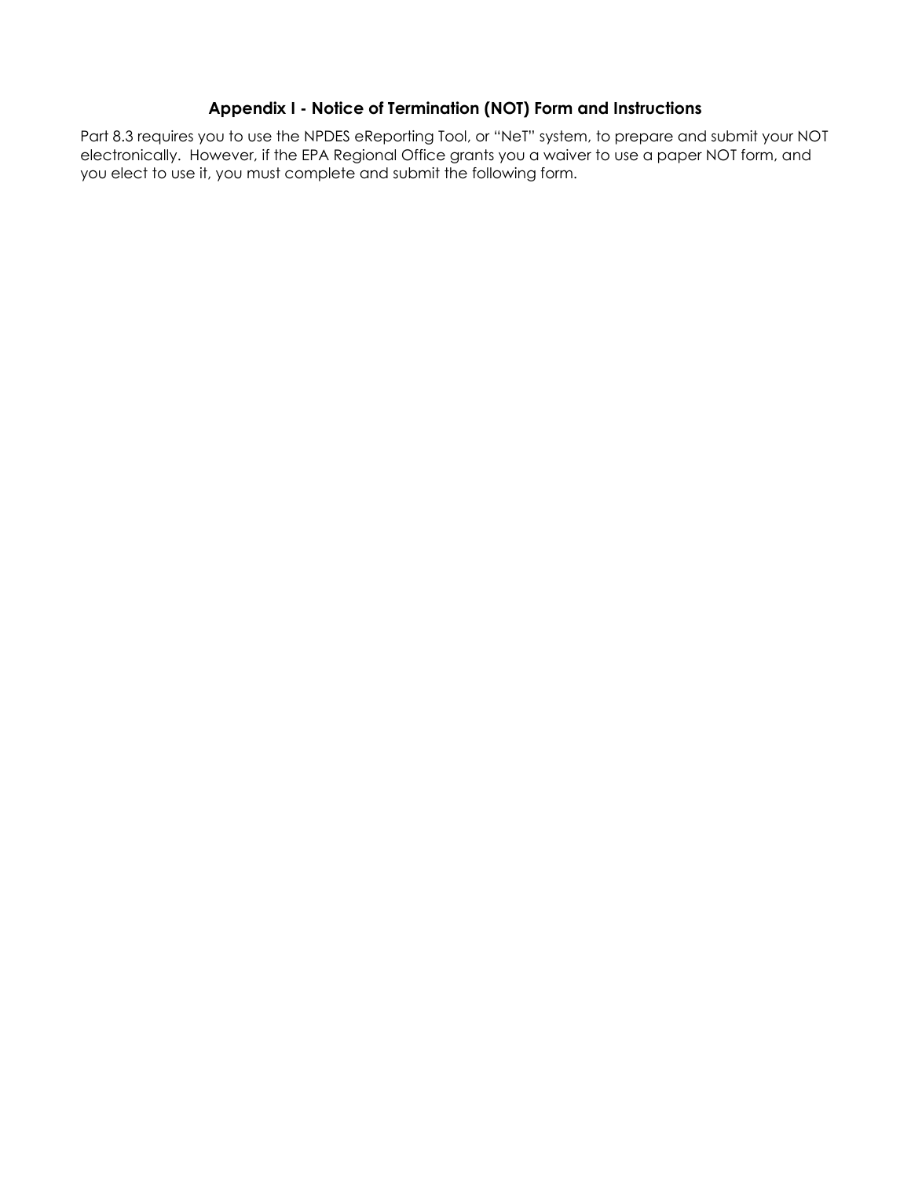## Appendix I - Notice of Termination (NOT) Form and Instructions

Part 8.3 requires you to use the NPDES eReporting Tool, or "NeT" system, to prepare and submit your NOT electronically. However, if the EPA Regional Office grants you a waiver to use a paper NOT form, and you elect to use it, you must complete and submit the following form.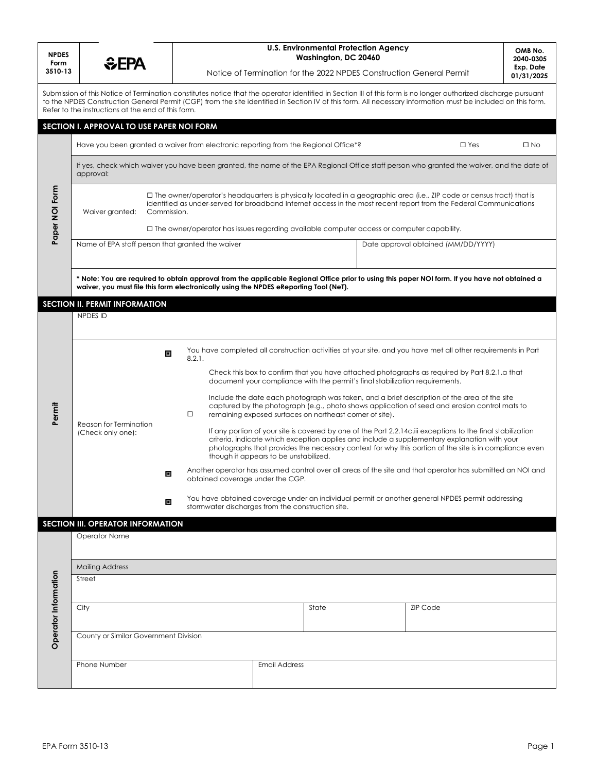| NPDES Form 3510-13 | EPA | U.S. Environmental Protection Agency<br>Washington, DC 20460<br><br>Notice of Termination for the 2022 NPDES Construction General Permit | OMB No. 2040-0305<br>Exp. Date 01/31/2025 |
|---|---|---|---|

Submission of this Notice of Termination constitutes notice that the operator identified in Section III of this form is no longer authorized discharge pursuant to the NPDES Construction General Permit (CGP) from the site identified in Section IV of this form. All necessary information must be included on this form. Refer to the instructions at the end of this form.

## SECTION I. APPROVAL TO USE PAPER NOI FORM

**Paper NOI Form**

Have you been granted a waiver from electronic reporting from the Regional Office*? ☐ Yes ☐ No

If yes, check which waiver you have been granted, the name of the EPA Regional Office staff person who granted the waiver, and the date of approval:

Waiver granted:

☐ The owner/operator's headquarters is physically located in a geographic area (i.e., ZIP code or census tract) that is identified as under-served for broadband Internet access in the most recent report from the Federal Communications Commission.

☐ The owner/operator has issues regarding available computer access or computer capability.

| Name of EPA staff person that granted the waiver | Date approval obtained (MM/DD/YYYY) |
|---|---|
| | |

*** Note: You are required to obtain approval from the applicable Regional Office prior to using this paper NOI form. If you have not obtained a waiver, you must file this form electronically using the NPDES eReporting Tool (NeT).**

## SECTION II. PERMIT INFORMATION

**Permit**

NPDES ID

Reason for Termination (Check only one):

☐ You have completed all construction activities at your site, and you have met all other requirements in Part 8.2.1.

☐ Check this box to confirm that you have attached photographs as required by Part 8.2.1.a that document your compliance with the permit's final stabilization requirements.

Include the date each photograph was taken, and a brief description of the area of the site captured by the photograph (e.g., photo shows application of seed and erosion control mats to remaining exposed surfaces on northeast corner of site).

If any portion of your site is covered by one of the Part 2.2.14c.iii exceptions to the final stabilization criteria, indicate which exception applies and include a supplementary explanation with your photographs that provides the necessary context for why this portion of the site is in compliance even though it appears to be unstabilized.

☐ Another operator has assumed control over all areas of the site and that operator has submitted an NOI and obtained coverage under the CGP.

☐ You have obtained coverage under an individual permit or another general NPDES permit addressing stormwater discharges from the construction site.

## SECTION III. OPERATOR INFORMATION

**Operator Information**

Operator Name

Mailing Address

Street

| City | State | ZIP Code |
|---|---|---|
| | | |

County or Similar Government Division

| Phone Number | Email Address |
|---|---|
| | |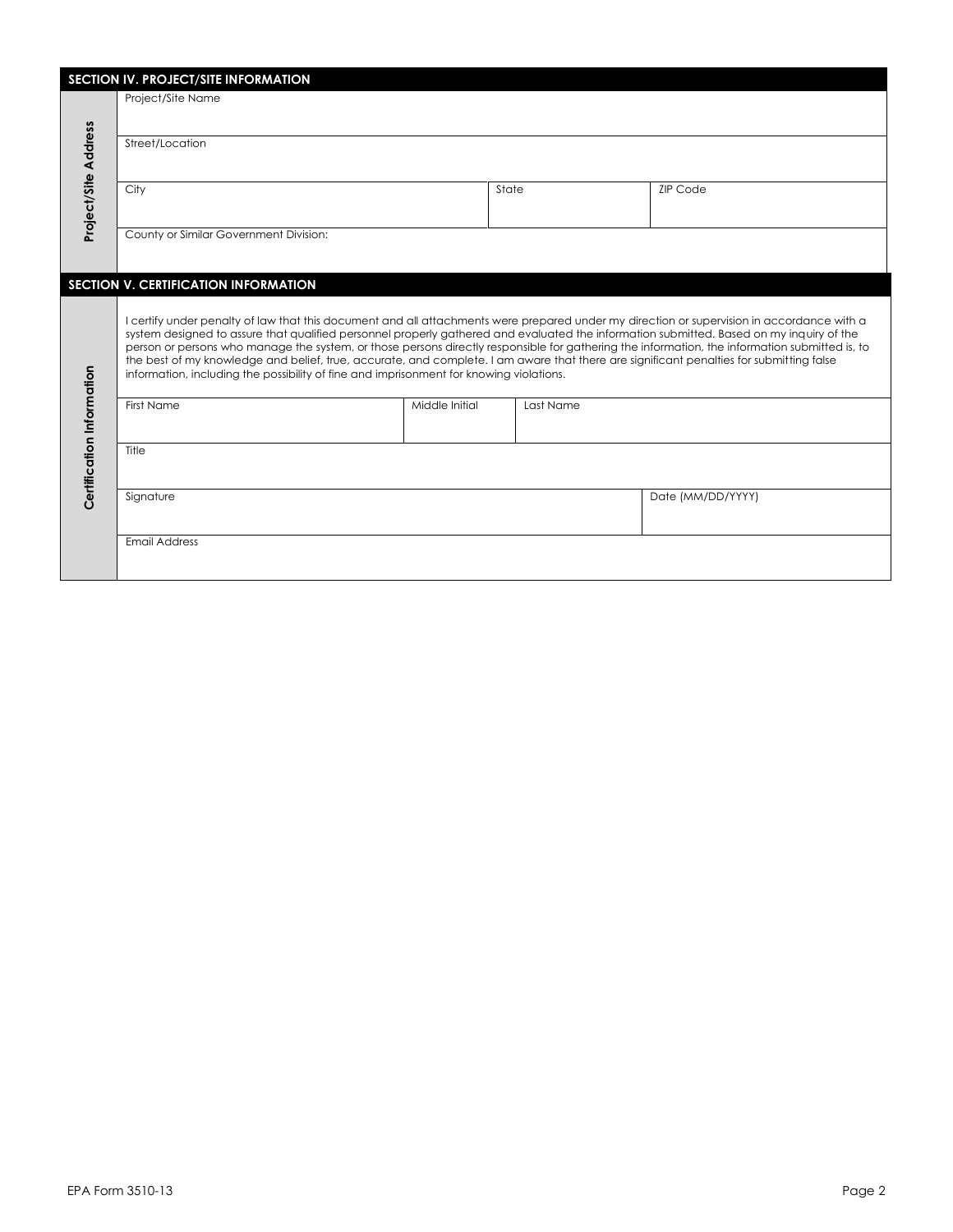## SECTION IV. PROJECT/SITE INFORMATION

**Project/Site Address**

| Project/Site Name | | |
|---|---|---|
| Street/Location | | |
| City | State | ZIP Code |
| County or Similar Government Division: | | |

## SECTION V. CERTIFICATION INFORMATION

**Certification Information**

I certify under penalty of law that this document and all attachments were prepared under my direction or supervision in accordance with a system designed to assure that qualified personnel properly gathered and evaluated the information submitted. Based on my inquiry of the person or persons who manage the system, or those persons directly responsible for gathering the information, the information submitted is, to the best of my knowledge and belief, true, accurate, and complete. I am aware that there are significant penalties for submitting false information, including the possibility of fine and imprisonment for knowing violations.

| First Name | Middle Initial | Last Name |
|---|---|---|
| Title | | |
| Signature | | Date (MM/DD/YYYY) |
| Email Address | | |

EPA Form 3510-13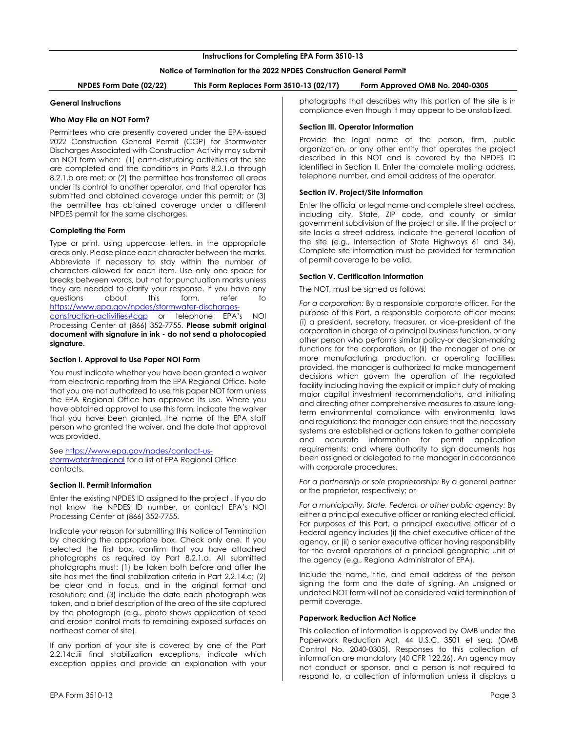## Instructions for Completing EPA Form 3510-13

### Notice of Termination for the 2022 NPDES Construction General Permit

**NPDES Form Date (02/22)** **This Form Replaces Form 3510-13 (02/17)** **Form Approved OMB No. 2040-0305**

### General Instructions

**Who May File an NOT Form?**

Permittees who are presently covered under the EPA-issued 2022 Construction General Permit (CGP) for Stormwater Discharges Associated with Construction Activity may submit an NOT form when: (1) earth-disturbing activities at the site are completed and the conditions in Parts 8.2.1.a through 8.2.1.b are met; or (2) the permittee has transferred all areas under its control to another operator, and that operator has submitted and obtained coverage under this permit; or (3) the permittee has obtained coverage under a different NPDES permit for the same discharges.

**Completing the Form**

Type or print, using uppercase letters, in the appropriate areas only. Please place each character between the marks. Abbreviate if necessary to stay within the number of characters allowed for each item. Use only one space for breaks between words, but not for punctuation marks unless they are needed to clarify your response. If you have any questions about this form, refer to https://www.epa.gov/npdes/stormwater-discharges-construction-activities#cgp or telephone EPA's NOI Processing Center at (866) 352-7755. **Please submit original document with signature in ink - do not send a photocopied signature.**

**Section I. Approval to Use Paper NOI Form**

You must indicate whether you have been granted a waiver from electronic reporting from the EPA Regional Office. Note that you are not authorized to use this paper NOT form unless the EPA Regional Office has approved its use. Where you have obtained approval to use this form, indicate the waiver that you have been granted, the name of the EPA staff person who granted the waiver, and the date that approval was provided.

See https://www.epa.gov/npdes/contact-us-stormwater#regional for a list of EPA Regional Office contacts.

**Section II. Permit Information**

Enter the existing NPDES ID assigned to the project . If you do not know the NPDES ID number, or contact EPA's NOI Processing Center at (866) 352-7755.

Indicate your reason for submitting this Notice of Termination by checking the appropriate box. Check only one. If you selected the first box, confirm that you have attached photographs as required by Part 8.2.1.a. All submitted photographs must: (1) be taken both before and after the site has met the final stabilization criteria in Part 2.2.14.c; (2) be clear and in focus, and in the original format and resolution; and (3) include the date each photograph was taken, and a brief description of the area of the site captured by the photograph (e.g., photo shows application of seed and erosion control mats to remaining exposed surfaces on northeast corner of site).

If any portion of your site is covered by one of the Part 2.2.14c.iii final stabilization exceptions, indicate which exception applies and provide an explanation with your photographs that describes why this portion of the site is in compliance even though it may appear to be unstabilized.

**Section III. Operator Information**

Provide the legal name of the person, firm, public organization, or any other entity that operates the project described in this NOT and is covered by the NPDES ID identified in Section II. Enter the complete mailing address, telephone number, and email address of the operator.

**Section IV. Project/Site Information**

Enter the official or legal name and complete street address, including city, State, ZIP code, and county or similar government subdivision of the project or site. If the project or site lacks a street address, indicate the general location of the site (e.g., Intersection of State Highways 61 and 34). Complete site information must be provided for termination of permit coverage to be valid.

**Section V. Certification Information**

The NOT, must be signed as follows:

*For a corporation:* By a responsible corporate officer. For the purpose of this Part, a responsible corporate officer means: (i) a president, secretary, treasurer, or vice-president of the corporation in charge of a principal business function, or any other person who performs similar policy-or decision-making functions for the corporation, or (ii) the manager of one or more manufacturing, production, or operating facilities, provided, the manager is authorized to make management decisions which govern the operation of the regulated facility including having the explicit or implicit duty of making major capital investment recommendations, and initiating and directing other comprehensive measures to assure long-term environmental compliance with environmental laws and regulations; the manager can ensure that the necessary systems are established or actions taken to gather complete and accurate information for permit application requirements; and where authority to sign documents has been assigned or delegated to the manager in accordance with corporate procedures.

*For a partnership or sole proprietorship:* By a general partner or the proprietor, respectively; or

*For a municipality, State, Federal, or other public agency:* By either a principal executive officer or ranking elected official. For purposes of this Part, a principal executive officer of a Federal agency includes (i) the chief executive officer of the agency, or (ii) a senior executive officer having responsibility for the overall operations of a principal geographic unit of the agency (e.g., Regional Administrator of EPA).

Include the name, title, and email address of the person signing the form and the date of signing. An unsigned or undated NOT form will not be considered valid termination of permit coverage.

**Paperwork Reduction Act Notice**

This collection of information is approved by OMB under the Paperwork Reduction Act, 44 U.S.C. 3501 et seq. (OMB Control No. 2040-0305). Responses to this collection of information are mandatory (40 CFR 122.26). An agency may not conduct or sponsor, and a person is not required to respond to, a collection of information unless it displays a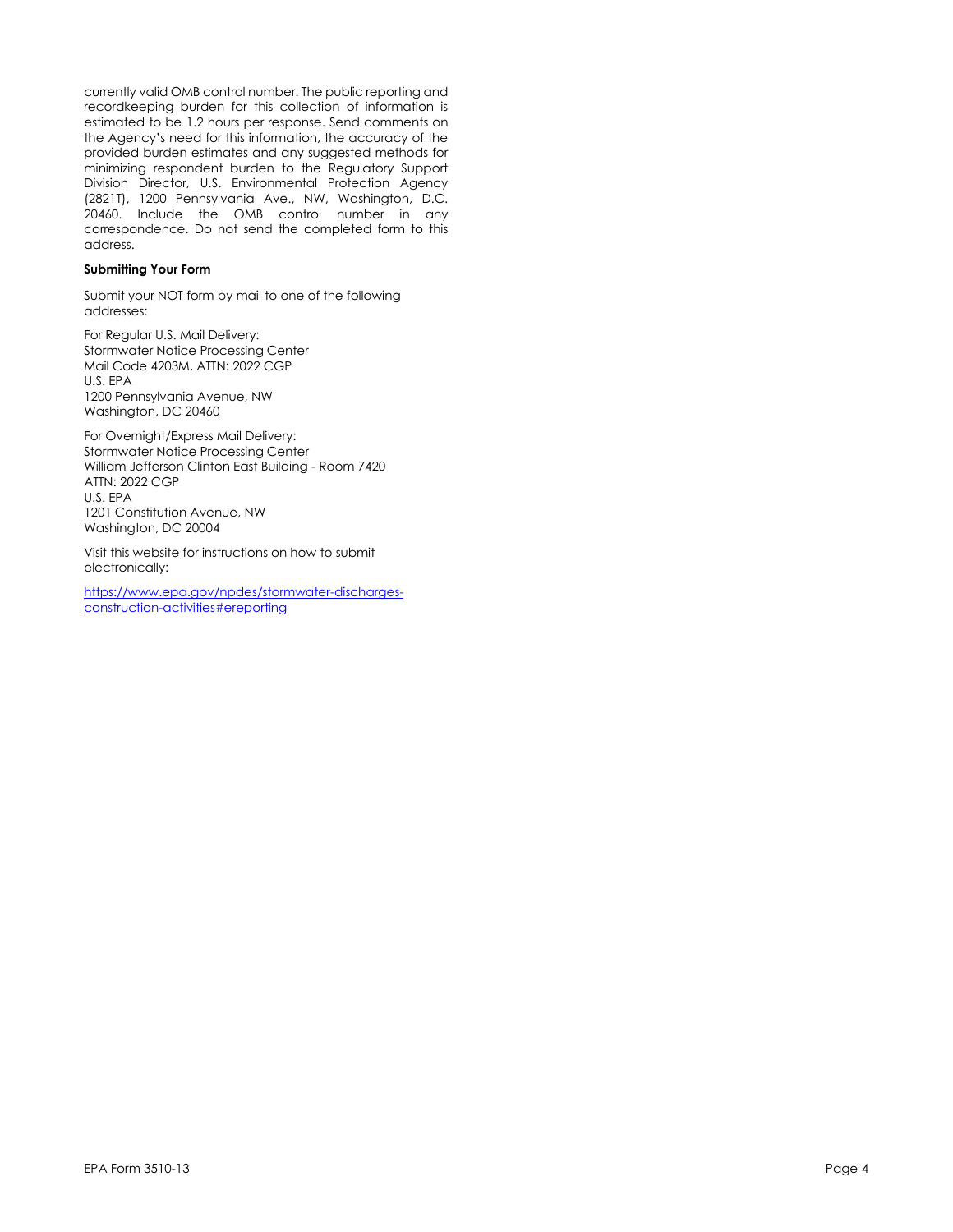currently valid OMB control number. The public reporting and recordkeeping burden for this collection of information is estimated to be 1.2 hours per response. Send comments on the Agency's need for this information, the accuracy of the provided burden estimates and any suggested methods for minimizing respondent burden to the Regulatory Support Division Director, U.S. Environmental Protection Agency (2821T), 1200 Pennsylvania Ave., NW, Washington, D.C. 20460. Include the OMB control number in any correspondence. Do not send the completed form to this address.

**Submitting Your Form**

Submit your NOT form by mail to one of the following addresses:

For Regular U.S. Mail Delivery:
Stormwater Notice Processing Center
Mail Code 4203M, ATTN: 2022 CGP
U.S. EPA
1200 Pennsylvania Avenue, NW
Washington, DC 20460

For Overnight/Express Mail Delivery:
Stormwater Notice Processing Center
William Jefferson Clinton East Building - Room 7420
ATTN: 2022 CGP
U.S. EPA
1201 Constitution Avenue, NW
Washington, DC 20004

Visit this website for instructions on how to submit electronically:

https://www.epa.gov/npdes/stormwater-discharges-construction-activities#ereporting